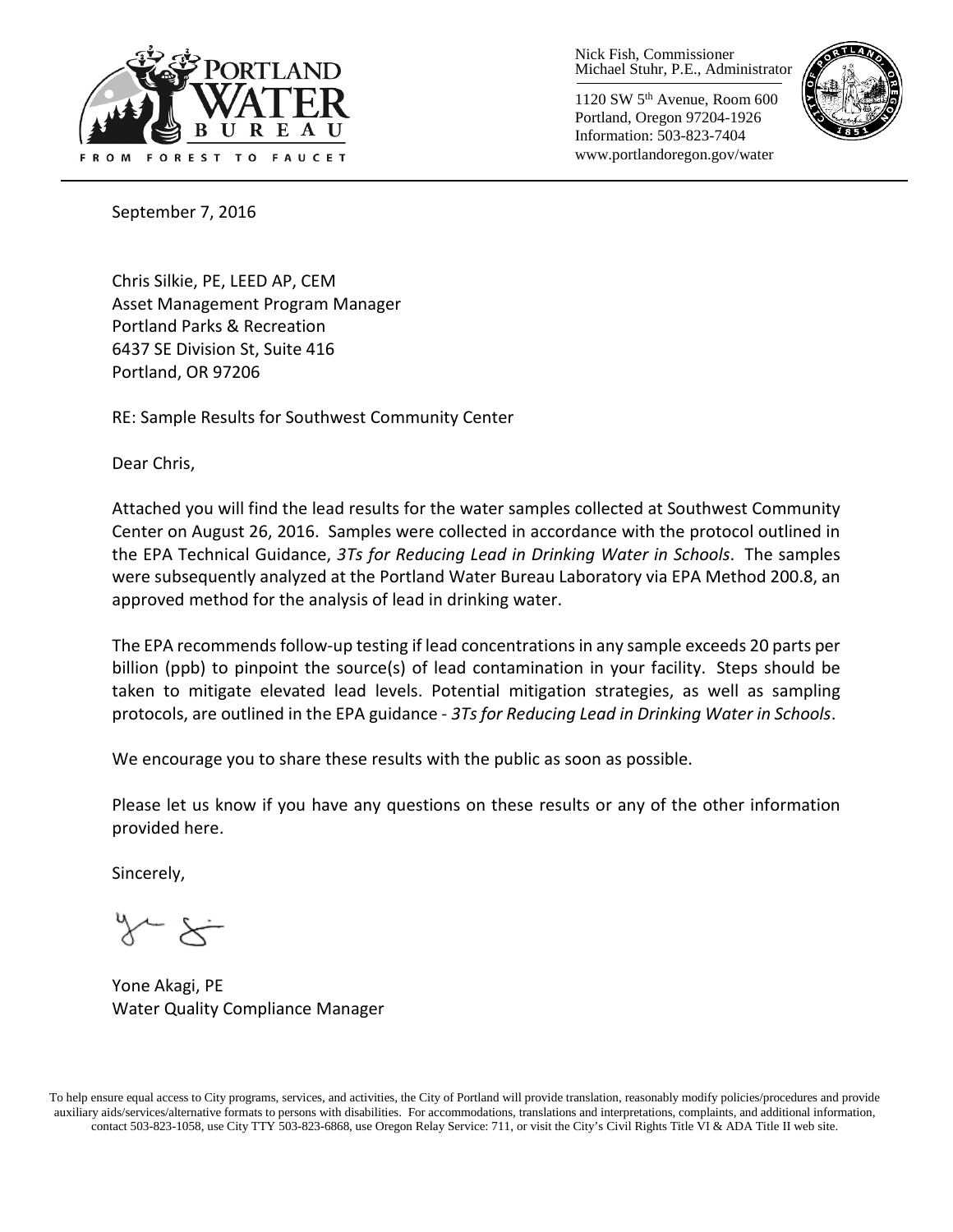PORTLAND WATER BUREAU

FROM FOREST TO FAUCET

Nick Fish, Commissioner
Michael Stuhr, P.E., Administrator

1120 SW 5th Avenue, Room 600
Portland, Oregon 97204-1926
Information: 503-823-7404
www.portlandoregon.gov/water

September 7, 2016

Chris Silkie, PE, LEED AP, CEM
Asset Management Program Manager
Portland Parks & Recreation
6437 SE Division St, Suite 416
Portland, OR 97206

RE: Sample Results for Southwest Community Center

Dear Chris,

Attached you will find the lead results for the water samples collected at Southwest Community Center on August 26, 2016. Samples were collected in accordance with the protocol outlined in the EPA Technical Guidance, *3Ts for Reducing Lead in Drinking Water in Schools*. The samples were subsequently analyzed at the Portland Water Bureau Laboratory via EPA Method 200.8, an approved method for the analysis of lead in drinking water.

The EPA recommends follow-up testing if lead concentrations in any sample exceeds 20 parts per billion (ppb) to pinpoint the source(s) of lead contamination in your facility. Steps should be taken to mitigate elevated lead levels. Potential mitigation strategies, as well as sampling protocols, are outlined in the EPA guidance - *3Ts for Reducing Lead in Drinking Water in Schools*.

We encourage you to share these results with the public as soon as possible.

Please let us know if you have any questions on these results or any of the other information provided here.

Sincerely,

Yone Akagi, PE
Water Quality Compliance Manager

To help ensure equal access to City programs, services, and activities, the City of Portland will provide translation, reasonably modify policies/procedures and provide auxiliary aids/services/alternative formats to persons with disabilities. For accommodations, translations and interpretations, complaints, and additional information, contact 503-823-1058, use City TTY 503-823-6868, use Oregon Relay Service: 711, or visit the City's Civil Rights Title VI & ADA Title II web site.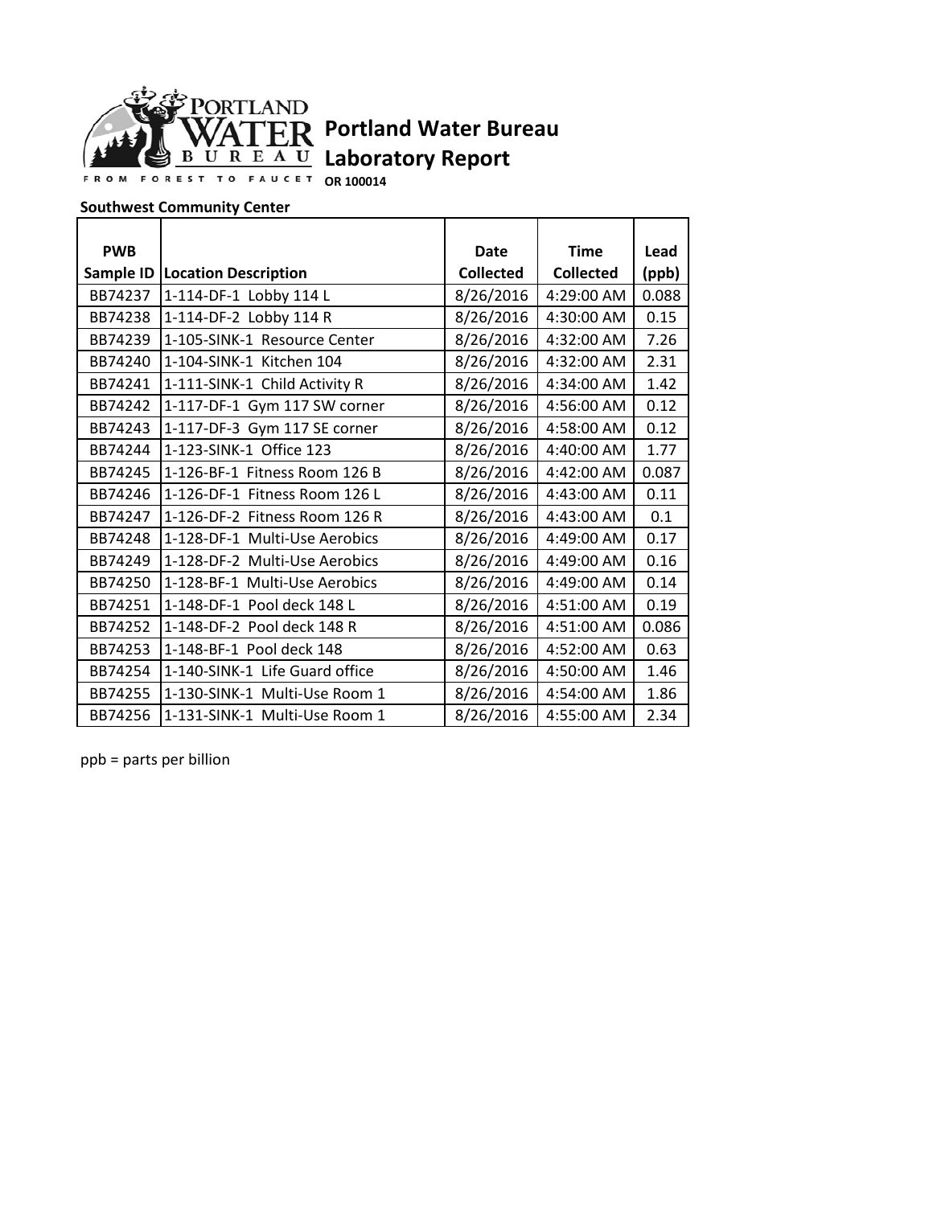# Portland Water Bureau Laboratory Report

OR 100014

**Southwest Community Center**

| PWB Sample ID | Location Description | Date Collected | Time Collected | Lead (ppb) |
|---|---|---|---|---|
| BB74237 | 1-114-DF-1 Lobby 114 L | 8/26/2016 | 4:29:00 AM | 0.088 |
| BB74238 | 1-114-DF-2 Lobby 114 R | 8/26/2016 | 4:30:00 AM | 0.15 |
| BB74239 | 1-105-SINK-1 Resource Center | 8/26/2016 | 4:32:00 AM | 7.26 |
| BB74240 | 1-104-SINK-1 Kitchen 104 | 8/26/2016 | 4:32:00 AM | 2.31 |
| BB74241 | 1-111-SINK-1 Child Activity R | 8/26/2016 | 4:34:00 AM | 1.42 |
| BB74242 | 1-117-DF-1 Gym 117 SW corner | 8/26/2016 | 4:56:00 AM | 0.12 |
| BB74243 | 1-117-DF-3 Gym 117 SE corner | 8/26/2016 | 4:58:00 AM | 0.12 |
| BB74244 | 1-123-SINK-1 Office 123 | 8/26/2016 | 4:40:00 AM | 1.77 |
| BB74245 | 1-126-BF-1 Fitness Room 126 B | 8/26/2016 | 4:42:00 AM | 0.087 |
| BB74246 | 1-126-DF-1 Fitness Room 126 L | 8/26/2016 | 4:43:00 AM | 0.11 |
| BB74247 | 1-126-DF-2 Fitness Room 126 R | 8/26/2016 | 4:43:00 AM | 0.1 |
| BB74248 | 1-128-DF-1 Multi-Use Aerobics | 8/26/2016 | 4:49:00 AM | 0.17 |
| BB74249 | 1-128-DF-2 Multi-Use Aerobics | 8/26/2016 | 4:49:00 AM | 0.16 |
| BB74250 | 1-128-BF-1 Multi-Use Aerobics | 8/26/2016 | 4:49:00 AM | 0.14 |
| BB74251 | 1-148-DF-1 Pool deck 148 L | 8/26/2016 | 4:51:00 AM | 0.19 |
| BB74252 | 1-148-DF-2 Pool deck 148 R | 8/26/2016 | 4:51:00 AM | 0.086 |
| BB74253 | 1-148-BF-1 Pool deck 148 | 8/26/2016 | 4:52:00 AM | 0.63 |
| BB74254 | 1-140-SINK-1 Life Guard office | 8/26/2016 | 4:50:00 AM | 1.46 |
| BB74255 | 1-130-SINK-1 Multi-Use Room 1 | 8/26/2016 | 4:54:00 AM | 1.86 |
| BB74256 | 1-131-SINK-1 Multi-Use Room 1 | 8/26/2016 | 4:55:00 AM | 2.34 |

ppb = parts per billion